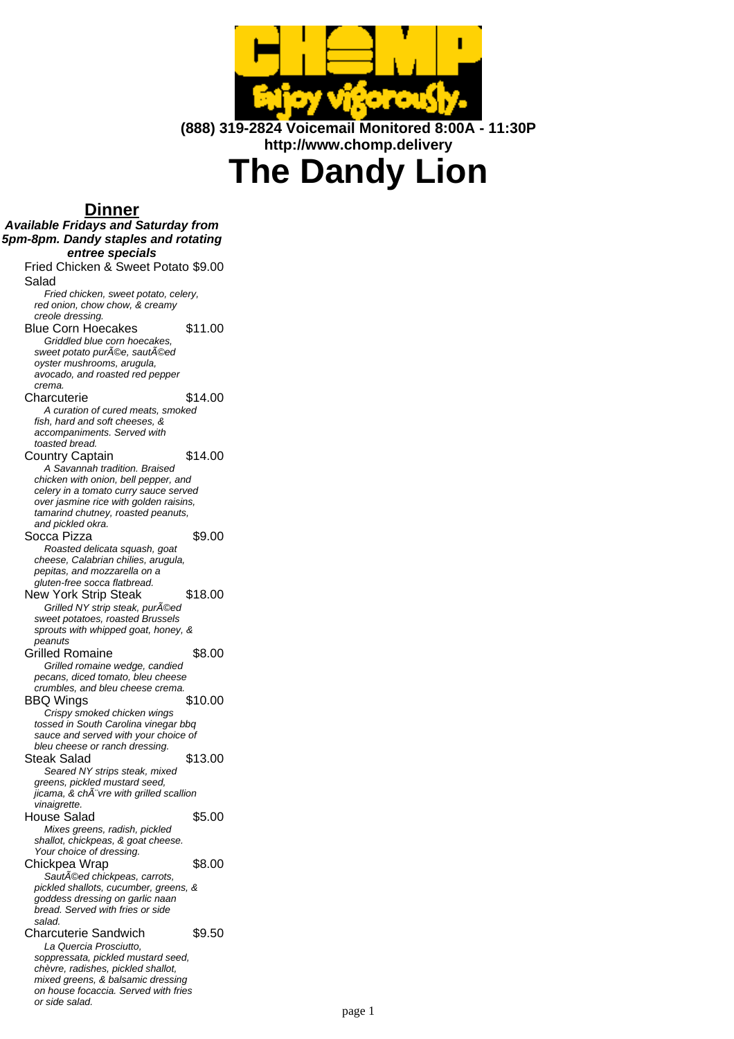(888) 319-2824 Voicemail Monitored 8:00A - 11:30P
http://www.chomp.delivery

# The Dandy Lion

## Dinner

***Available Fridays and Saturday from 5pm-8pm. Dandy staples and rotating entree specials***

Fried Chicken & Sweet Potato Salad $9.00
*Fried chicken, sweet potato, celery, red onion, chow chow, & creamy creole dressing.*

Blue Corn Hoecakes $11.00
*Griddled blue corn hoecakes, sweet potato purÃ©e, sautÃ©ed oyster mushrooms, arugula, avocado, and roasted red pepper crema.*

Charcuterie $14.00
*A curation of cured meats, smoked fish, hard and soft cheeses, & accompaniments. Served with toasted bread.*

Country Captain $14.00
*A Savannah tradition. Braised chicken with onion, bell pepper, and celery in a tomato curry sauce served over jasmine rice with golden raisins, tamarind chutney, roasted peanuts, and pickled okra.*

Socca Pizza $9.00
*Roasted delicata squash, goat cheese, Calabrian chilies, arugula, pepitas, and mozzarella on a gluten-free socca flatbread.*

New York Strip Steak $18.00
*Grilled NY strip steak, purÃ©ed sweet potatoes, roasted Brussels sprouts with whipped goat, honey, & peanuts*

Grilled Romaine $8.00
*Grilled romaine wedge, candied pecans, diced tomato, bleu cheese crumbles, and bleu cheese crema.*

BBQ Wings $10.00
*Crispy smoked chicken wings tossed in South Carolina vinegar bbq sauce and served with your choice of bleu cheese or ranch dressing.*

Steak Salad $13.00
*Seared NY strips steak, mixed greens, pickled mustard seed, jicama, & chÃ¨vre with grilled scallion vinaigrette.*

House Salad $5.00
*Mixes greens, radish, pickled shallot, chickpeas, & goat cheese. Your choice of dressing.*

Chickpea Wrap $8.00
*SautÃ©ed chickpeas, carrots, pickled shallots, cucumber, greens, & goddess dressing on garlic naan bread. Served with fries or side salad.*

Charcuterie Sandwich $9.50
*La Quercia Prosciutto, soppressata, pickled mustard seed, chèvre, radishes, pickled shallot, mixed greens, & balsamic dressing on house focaccia. Served with fries or side salad.*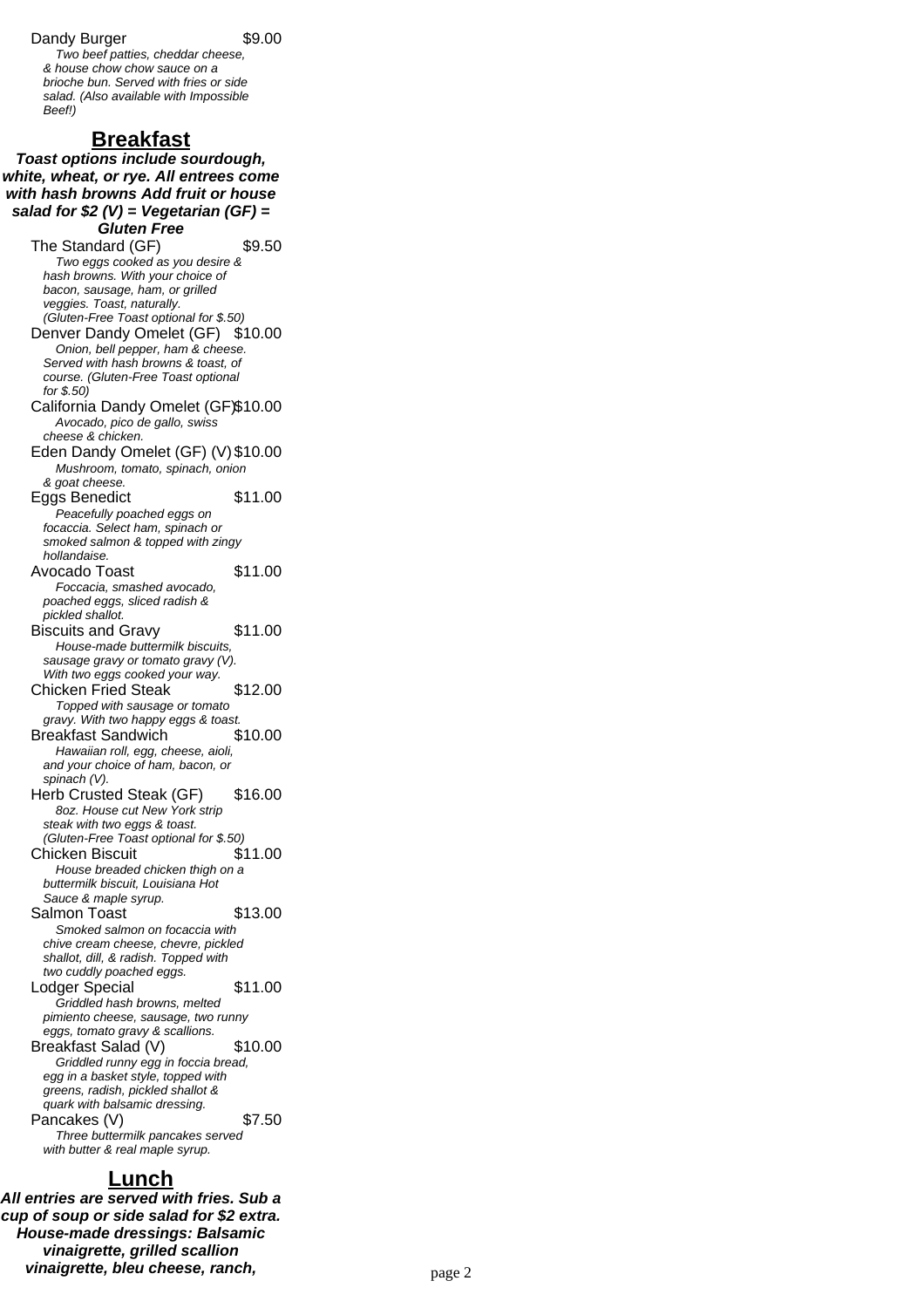Dandy Burger $9.00

*Two beef patties, cheddar cheese, & house chow chow sauce on a brioche bun. Served with fries or side salad. (Also available with Impossible Beef!)*

## Breakfast

***Toast options include sourdough, white, wheat, or rye. All entrees come with hash browns Add fruit or house salad for $2 (V) = Vegetarian (GF) = Gluten Free***

The Standard (GF) $9.50

*Two eggs cooked as you desire & hash browns. With your choice of bacon, sausage, ham, or grilled veggies. Toast, naturally. (Gluten-Free Toast optional for $.50)*

Denver Dandy Omelet (GF) $10.00

*Onion, bell pepper, ham & cheese. Served with hash browns & toast, of course. (Gluten-Free Toast optional for $.50)*

California Dandy Omelet (GF) $10.00

*Avocado, pico de gallo, swiss cheese & chicken.*

Eden Dandy Omelet (GF) (V) $10.00

*Mushroom, tomato, spinach, onion & goat cheese.*

Eggs Benedict $11.00

*Peacefully poached eggs on focaccia. Select ham, spinach or smoked salmon & topped with zingy hollandaise.*

Avocado Toast $11.00

*Foccacia, smashed avocado, poached eggs, sliced radish & pickled shallot.*

Biscuits and Gravy $11.00

*House-made buttermilk biscuits, sausage gravy or tomato gravy (V). With two eggs cooked your way.*

Chicken Fried Steak $12.00

*Topped with sausage or tomato gravy. With two happy eggs & toast.*

Breakfast Sandwich $10.00

*Hawaiian roll, egg, cheese, aioli, and your choice of ham, bacon, or spinach (V).*

Herb Crusted Steak (GF) $16.00

*8oz. House cut New York strip steak with two eggs & toast. (Gluten-Free Toast optional for $.50)*

Chicken Biscuit $11.00

*House breaded chicken thigh on a buttermilk biscuit, Louisiana Hot Sauce & maple syrup.*

Salmon Toast $13.00

*Smoked salmon on focaccia with chive cream cheese, chevre, pickled shallot, dill, & radish. Topped with two cuddly poached eggs.*

Lodger Special $11.00

*Griddled hash browns, melted pimiento cheese, sausage, two runny eggs, tomato gravy & scallions.*

Breakfast Salad (V) $10.00

*Griddled runny egg in foccia bread, egg in a basket style, topped with greens, radish, pickled shallot & quark with balsamic dressing.*

Pancakes (V) $7.50

*Three buttermilk pancakes served with butter & real maple syrup.*

## Lunch

***All entries are served with fries. Sub a cup of soup or side salad for $2 extra. House-made dressings: Balsamic vinaigrette, grilled scallion vinaigrette, bleu cheese, ranch,***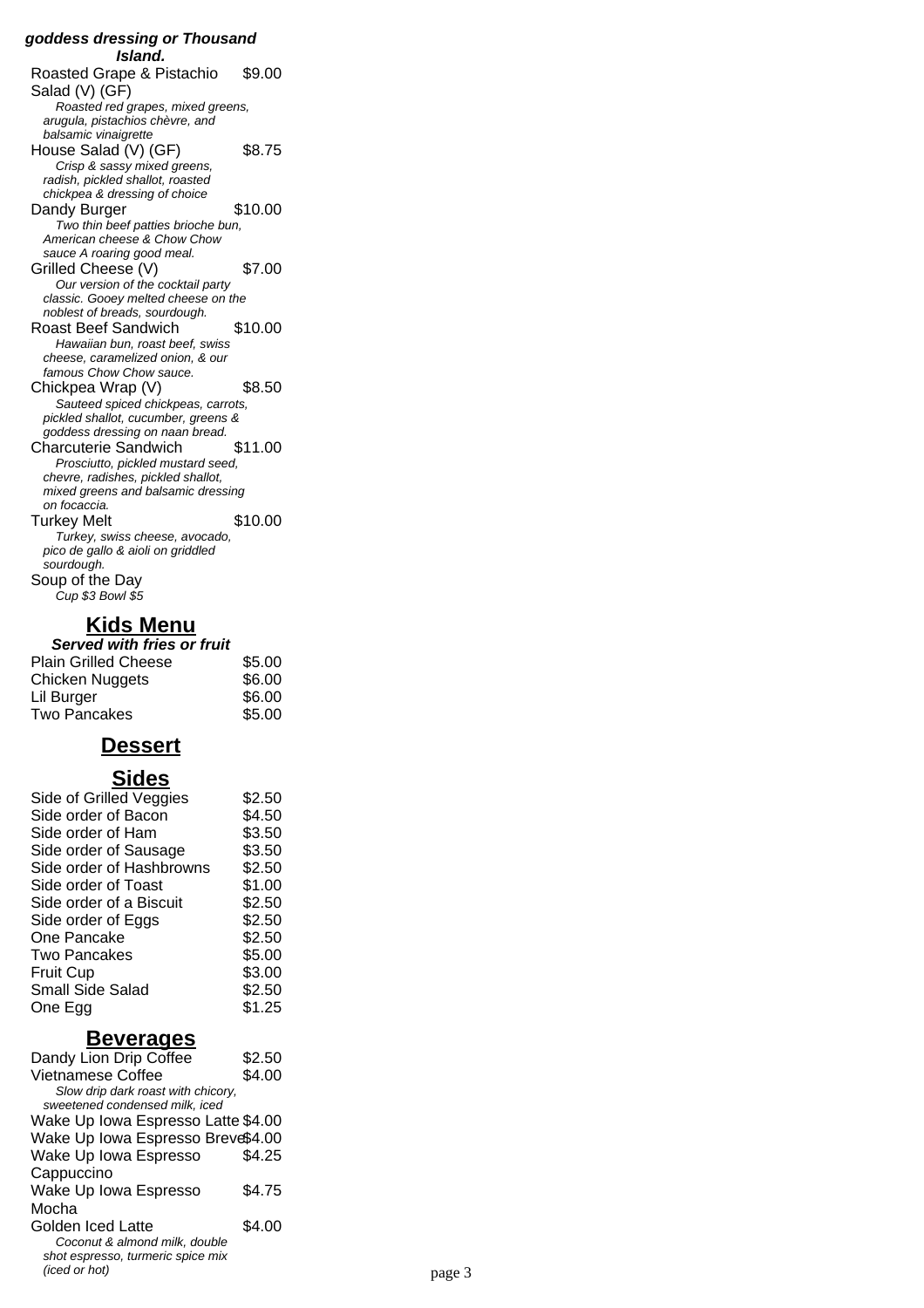**goddess dressing or Thousand Island.**

Roasted Grape & Pistachio Salad (V) (GF) $9.00
*Roasted red grapes, mixed greens, arugula, pistachios chèvre, and balsamic vinaigrette*

House Salad (V) (GF) $8.75
*Crisp & sassy mixed greens, radish, pickled shallot, roasted chickpea & dressing of choice*

Dandy Burger $10.00
*Two thin beef patties brioche bun, American cheese & Chow Chow sauce A roaring good meal.*

Grilled Cheese (V) $7.00
*Our version of the cocktail party classic. Gooey melted cheese on the noblest of breads, sourdough.*

Roast Beef Sandwich $10.00
*Hawaiian bun, roast beef, swiss cheese, caramelized onion, & our famous Chow Chow sauce.*

Chickpea Wrap (V) $8.50
*Sauteed spiced chickpeas, carrots, pickled shallot, cucumber, greens & goddess dressing on naan bread.*

Charcuterie Sandwich $11.00
*Prosciutto, pickled mustard seed, chevre, radishes, pickled shallot, mixed greens and balsamic dressing on focaccia.*

Turkey Melt $10.00
*Turkey, swiss cheese, avocado, pico de gallo & aioli on griddled sourdough.*

Soup of the Day
*Cup $3 Bowl $5*

## Kids Menu

***Served with fries or fruit***

| Item | Price |
|---|---|
| Plain Grilled Cheese | $5.00 |
| Chicken Nuggets | $6.00 |
| Lil Burger | $6.00 |
| Two Pancakes | $5.00 |

## Dessert

## Sides

| Item | Price |
|---|---|
| Side of Grilled Veggies | $2.50 |
| Side order of Bacon | $4.50 |
| Side order of Ham | $3.50 |
| Side order of Sausage | $3.50 |
| Side order of Hashbrowns | $2.50 |
| Side order of Toast | $1.00 |
| Side order of a Biscuit | $2.50 |
| Side order of Eggs | $2.50 |
| One Pancake | $2.50 |
| Two Pancakes | $5.00 |
| Fruit Cup | $3.00 |
| Small Side Salad | $2.50 |
| One Egg | $1.25 |

## Beverages

Dandy Lion Drip Coffee $2.50

Vietnamese Coffee $4.00
*Slow drip dark roast with chicory, sweetened condensed milk, iced*

Wake Up Iowa Espresso Latte $4.00

Wake Up Iowa Espresso Breve $4.00

Wake Up Iowa Espresso Cappuccino $4.25

Wake Up Iowa Espresso Mocha $4.75

Golden Iced Latte $4.00
*Coconut & almond milk, double shot espresso, turmeric spice mix (iced or hot)*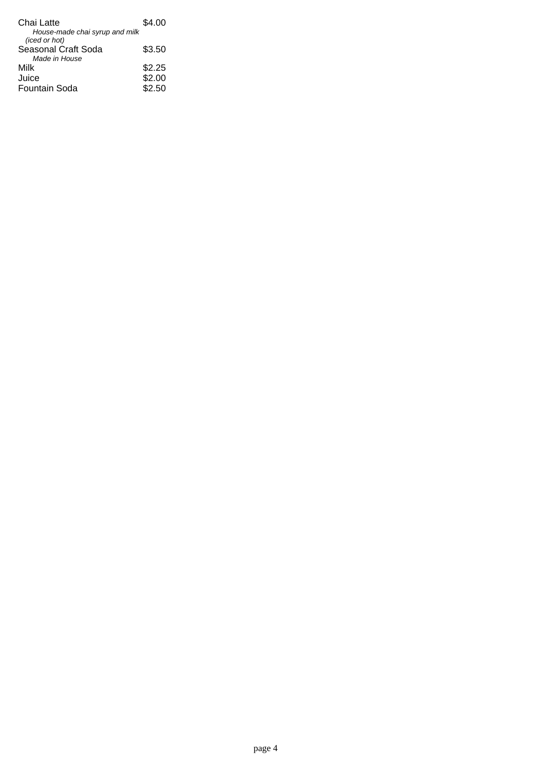| | |
|---|---|
| Chai Latte<br>*House-made chai syrup and milk (iced or hot)* | $4.00 |
| Seasonal Craft Soda<br>*Made in House* | $3.50 |
| Milk | $2.25 |
| Juice | $2.00 |
| Fountain Soda | $2.50 |